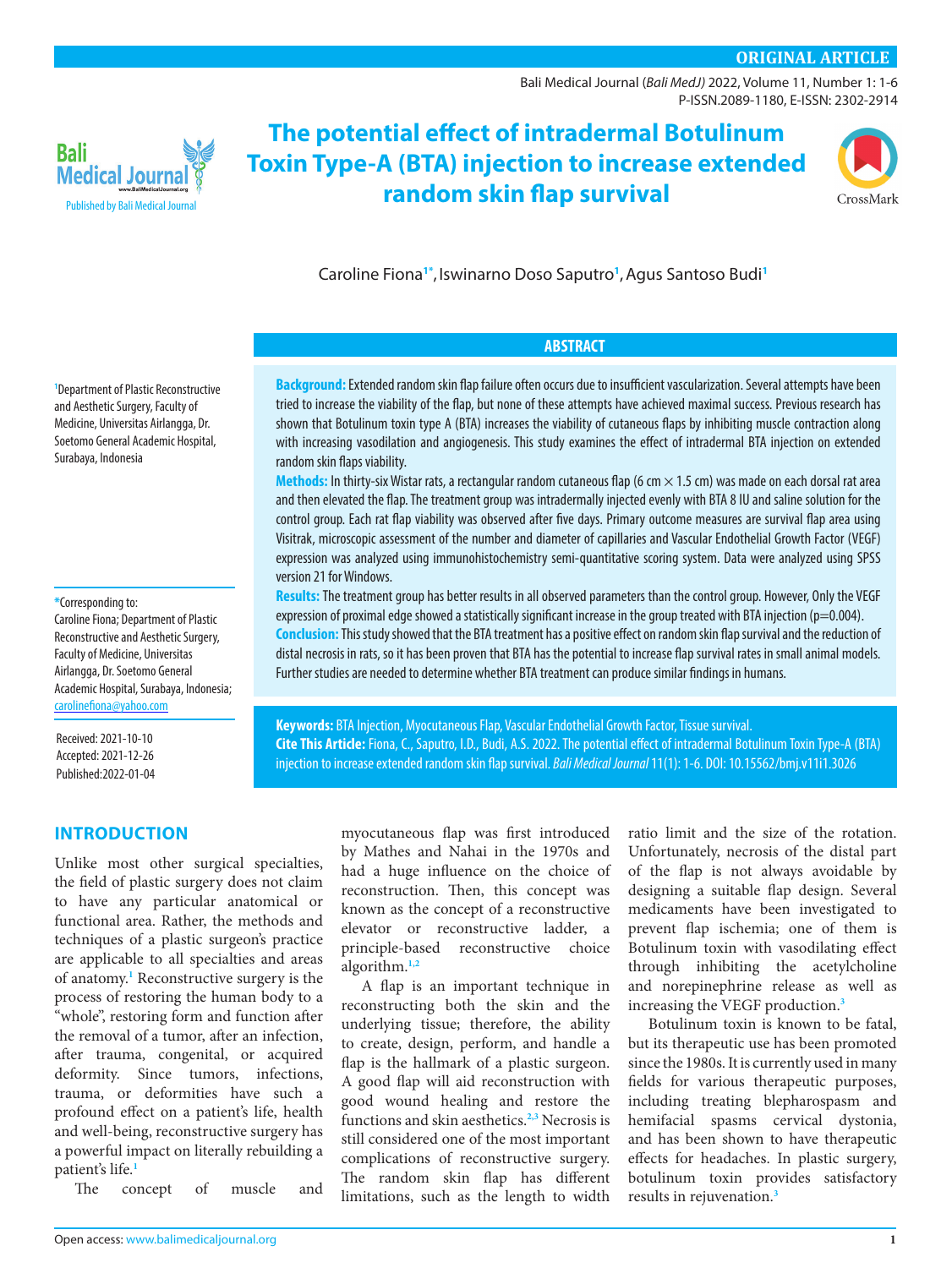ORIGINAL ARTICLE

# The potential effect of intradermal Botulinum Toxin Type-A (BTA) injection to increase extended random skin flap survival

Caroline Fiona[1*], Iswinarno Doso Saputro[1], Agus Santoso Budi[1]

[1]Department of Plastic Reconstructive and Aesthetic Surgery, Faculty of Medicine, Universitas Airlangga, Dr. Soetomo General Academic Hospital, Surabaya, Indonesia

*Corresponding to: Caroline Fiona; Department of Plastic Reconstructive and Aesthetic Surgery, Faculty of Medicine, Universitas Airlangga, Dr. Soetomo General Academic Hospital, Surabaya, Indonesia; carolinefiona@yahoo.com

Received: 2021-10-10
Accepted: 2021-12-26
Published:2022-01-04

## ABSTRACT

**Background:** Extended random skin flap failure often occurs due to insufficient vascularization. Several attempts have been tried to increase the viability of the flap, but none of these attempts have achieved maximal success. Previous research has shown that Botulinum toxin type A (BTA) increases the viability of cutaneous flaps by inhibiting muscle contraction along with increasing vasodilation and angiogenesis. This study examines the effect of intradermal BTA injection on extended random skin flaps viability.

**Methods:** In thirty-six Wistar rats, a rectangular random cutaneous flap (6 cm × 1.5 cm) was made on each dorsal rat area and then elevated the flap. The treatment group was intradermally injected evenly with BTA 8 IU and saline solution for the control group. Each rat flap viability was observed after five days. Primary outcome measures are survival flap area using Visitrak, microscopic assessment of the number and diameter of capillaries and Vascular Endothelial Growth Factor (VEGF) expression was analyzed using immunohistochemistry semi-quantitative scoring system. Data were analyzed using SPSS version 21 for Windows.

**Results:** The treatment group has better results in all observed parameters than the control group. However, Only the VEGF expression of proximal edge showed a statistically significant increase in the group treated with BTA injection ($p=0.004$).

**Conclusion:** This study showed that the BTA treatment has a positive effect on random skin flap survival and the reduction of distal necrosis in rats, so it has been proven that BTA has the potential to increase flap survival rates in small animal models. Further studies are needed to determine whether BTA treatment can produce similar findings in humans.

**Keywords:** BTA Injection, Myocutaneous Flap, Vascular Endothelial Growth Factor, Tissue survival.

**Cite This Article:** Fiona, C., Saputro, I.D., Budi, A.S. 2022. The potential effect of intradermal Botulinum Toxin Type-A (BTA) injection to increase extended random skin flap survival. *Bali Medical Journal* 11(1): 1-6. DOI: 10.15562/bmj.v11i1.3026

## INTRODUCTION

Unlike most other surgical specialties, the field of plastic surgery does not claim to have any particular anatomical or functional area. Rather, the methods and techniques of a plastic surgeon's practice are applicable to all specialties and areas of anatomy.[1] Reconstructive surgery is the process of restoring the human body to a "whole", restoring form and function after the removal of a tumor, after an infection, after trauma, congenital, or acquired deformity. Since tumors, infections, trauma, or deformities have such a profound effect on a patient's life, health and well-being, reconstructive surgery has a powerful impact on literally rebuilding a patient's life.[1]

The concept of muscle and myocutaneous flap was first introduced by Mathes and Nahai in the 1970s and had a huge influence on the choice of reconstruction. Then, this concept was known as the concept of a reconstructive elevator or reconstructive ladder, a principle-based reconstructive choice algorithm.[1,2]

A flap is an important technique in reconstructing both the skin and the underlying tissue; therefore, the ability to create, design, perform, and handle a flap is the hallmark of a plastic surgeon. A good flap will aid reconstruction with good wound healing and restore the functions and skin aesthetics.[2,3] Necrosis is still considered one of the most important complications of reconstructive surgery. The random skin flap has different limitations, such as the length to width ratio limit and the size of the rotation. Unfortunately, necrosis of the distal part of the flap is not always avoidable by designing a suitable flap design. Several medicaments have been investigated to prevent flap ischemia; one of them is Botulinum toxin with vasodilating effect through inhibiting the acetylcholine and norepinephrine release as well as increasing the VEGF production.[3]

Botulinum toxin is known to be fatal, but its therapeutic use has been promoted since the 1980s. It is currently used in many fields for various therapeutic purposes, including treating blepharospasm and hemifacial spasms cervical dystonia, and has been shown to have therapeutic effects for headaches. In plastic surgery, botulinum toxin provides satisfactory results in rejuvenation.[3]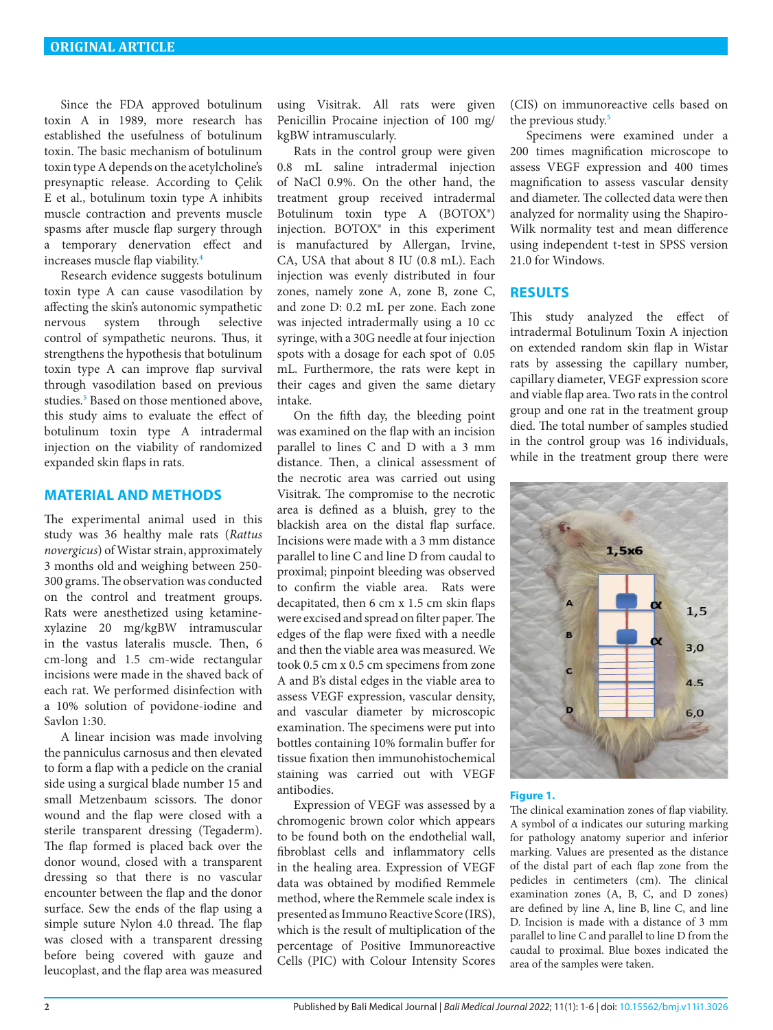Since the FDA approved botulinum toxin A in 1989, more research has established the usefulness of botulinum toxin. The basic mechanism of botulinum toxin type A depends on the acetylcholine's presynaptic release. According to Çelik E et al., botulinum toxin type A inhibits muscle contraction and prevents muscle spasms after muscle flap surgery through a temporary denervation effect and increases muscle flap viability.[4]

Research evidence suggests botulinum toxin type A can cause vasodilation by affecting the skin's autonomic sympathetic nervous system through selective control of sympathetic neurons. Thus, it strengthens the hypothesis that botulinum toxin type A can improve flap survival through vasodilation based on previous studies.[5] Based on those mentioned above, this study aims to evaluate the effect of botulinum toxin type A intradermal injection on the viability of randomized expanded skin flaps in rats.

## MATERIAL AND METHODS

The experimental animal used in this study was 36 healthy male rats (*Rattus novergicus*) of Wistar strain, approximately 3 months old and weighing between 250-300 grams. The observation was conducted on the control and treatment groups. Rats were anesthetized using ketamine-xylazine 20 mg/kgBW intramuscular in the vastus lateralis muscle. Then, 6 cm-long and 1.5 cm-wide rectangular incisions were made in the shaved back of each rat. We performed disinfection with a 10% solution of povidone-iodine and Savlon 1:30.

A linear incision was made involving the panniculus carnosus and then elevated to form a flap with a pedicle on the cranial side using a surgical blade number 15 and small Metzenbaum scissors. The donor wound and the flap were closed with a sterile transparent dressing (Tegaderm). The flap formed is placed back over the donor wound, closed with a transparent dressing so that there is no vascular encounter between the flap and the donor surface. Sew the ends of the flap using a simple suture Nylon 4.0 thread. The flap was closed with a transparent dressing before being covered with gauze and leucoplast, and the flap area was measured using Visitrak. All rats were given Penicillin Procaine injection of 100 mg/kgBW intramuscularly.

Rats in the control group were given 0.8 mL saline intradermal injection of NaCl 0.9%. On the other hand, the treatment group received intradermal Botulinum toxin type A (BOTOX®) injection. BOTOX® in this experiment is manufactured by Allergan, Irvine, CA, USA that about 8 IU (0.8 mL). Each injection was evenly distributed in four zones, namely zone A, zone B, zone C, and zone D: 0.2 mL per zone. Each zone was injected intradermally using a 10 cc syringe, with a 30G needle at four injection spots with a dosage for each spot of 0.05 mL. Furthermore, the rats were kept in their cages and given the same dietary intake.

On the fifth day, the bleeding point was examined on the flap with an incision parallel to lines C and D with a 3 mm distance. Then, a clinical assessment of the necrotic area was carried out using Visitrak. The compromise to the necrotic area is defined as a bluish, grey to the blackish area on the distal flap surface. Incisions were made with a 3 mm distance parallel to line C and line D from caudal to proximal; pinpoint bleeding was observed to confirm the viable area. Rats were decapitated, then 6 cm x 1.5 cm skin flaps were excised and spread on filter paper. The edges of the flap were fixed with a needle and then the viable area was measured. We took 0.5 cm x 0.5 cm specimens from zone A and B's distal edges in the viable area to assess VEGF expression, vascular density, and vascular diameter by microscopic examination. The specimens were put into bottles containing 10% formalin buffer for tissue fixation then immunohistochemical staining was carried out with VEGF antibodies.

Expression of VEGF was assessed by a chromogenic brown color which appears to be found both on the endothelial wall, fibroblast cells and inflammatory cells in the healing area. Expression of VEGF data was obtained by modified Remmele method, where the Remmele scale index is presented as Immuno Reactive Score (IRS), which is the result of multiplication of the percentage of Positive Immunoreactive Cells (PIC) with Colour Intensity Scores (CIS) on immunoreactive cells based on the previous study.[5]

Specimens were examined under a 200 times magnification microscope to assess VEGF expression and 400 times magnification to assess vascular density and diameter. The collected data were then analyzed for normality using the Shapiro-Wilk normality test and mean difference using independent t-test in SPSS version 21.0 for Windows.

## RESULTS

This study analyzed the effect of intradermal Botulinum Toxin A injection on extended random skin flap in Wistar rats by assessing the capillary number, capillary diameter, VEGF expression score and viable flap area. Two rats in the control group and one rat in the treatment group died. The total number of samples studied in the control group was 16 individuals, while in the treatment group there were

**Figure 1.**

The clinical examination zones of flap viability. A symbol of α indicates our suturing marking for pathology anatomy superior and inferior marking. Values are presented as the distance of the distal part of each flap zone from the pedicles in centimeters (cm). The clinical examination zones (A, B, C, and D zones) are defined by line A, line B, line C, and line D. Incision is made with a distance of 3 mm parallel to line C and parallel to line D from the caudal to proximal. Blue boxes indicated the area of the samples were taken.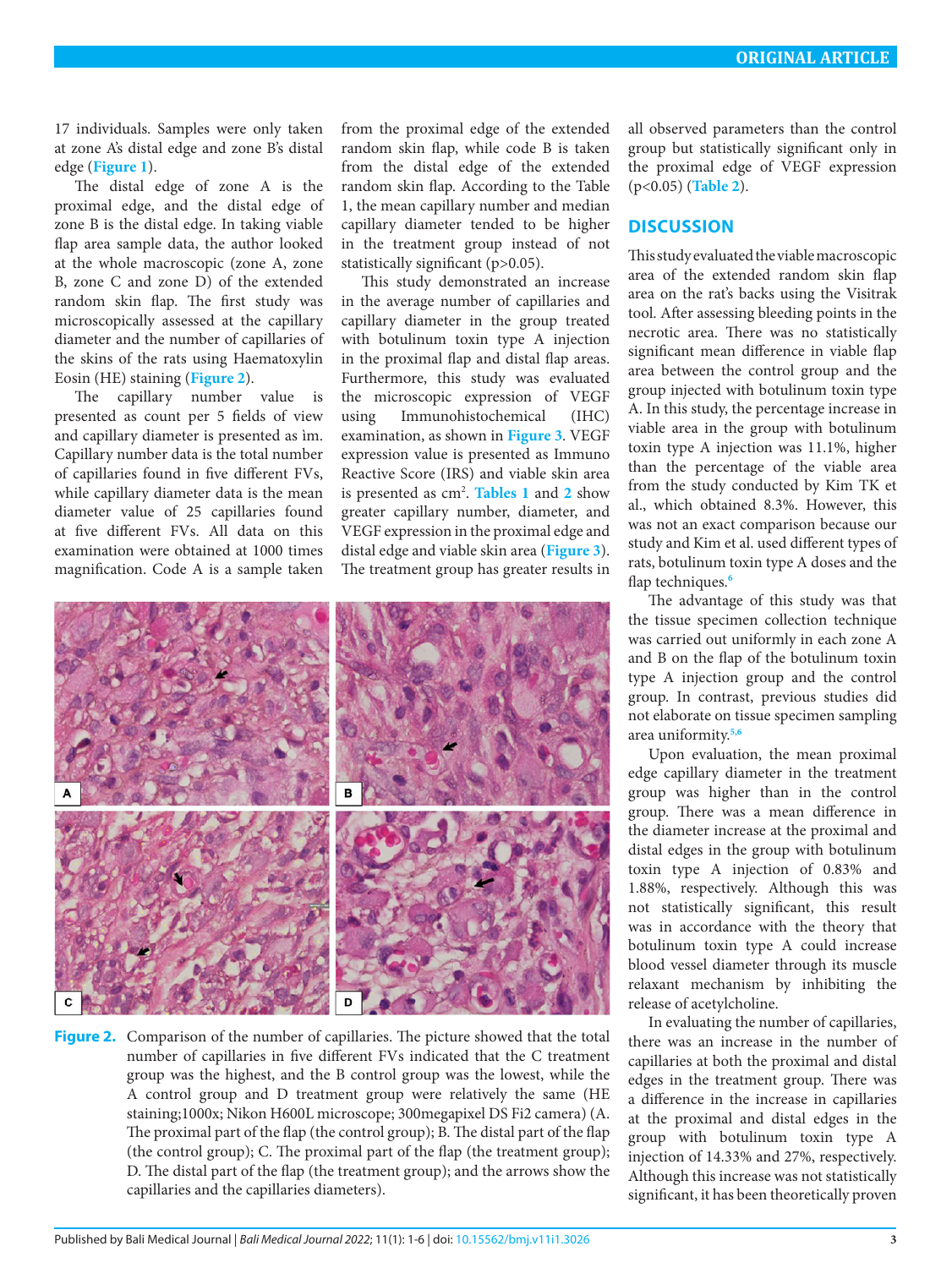17 individuals. Samples were only taken at zone A's distal edge and zone B's distal edge (**Figure 1**).

The distal edge of zone A is the proximal edge, and the distal edge of zone B is the distal edge. In taking viable flap area sample data, the author looked at the whole macroscopic (zone A, zone B, zone C and zone D) of the extended random skin flap. The first study was microscopically assessed at the capillary diameter and the number of capillaries of the skins of the rats using Haematoxylin Eosin (HE) staining (**Figure 2**).

The capillary number value is presented as count per 5 fields of view and capillary diameter is presented as ìm. Capillary number data is the total number of capillaries found in five different FVs, while capillary diameter data is the mean diameter value of 25 capillaries found at five different FVs. All data on this examination were obtained at 1000 times magnification. Code A is a sample taken from the proximal edge of the extended random skin flap, while code B is taken from the distal edge of the extended random skin flap. According to the Table 1, the mean capillary number and median capillary diameter tended to be higher in the treatment group instead of not statistically significant (p>0.05).

This study demonstrated an increase in the average number of capillaries and capillary diameter in the group treated with botulinum toxin type A injection in the proximal flap and distal flap areas. Furthermore, this study was evaluated the microscopic expression of VEGF using Immunohistochemical (IHC) examination, as shown in **Figure 3**. VEGF expression value is presented as Immuno Reactive Score (IRS) and viable skin area is presented as cm$^2$. **Tables 1** and **2** show greater capillary number, diameter, and VEGF expression in the proximal edge and distal edge and viable skin area (**Figure 3**). The treatment group has greater results in all observed parameters than the control group but statistically significant only in the proximal edge of VEGF expression (p<0.05) (**Table 2**).

**Figure 2.** Comparison of the number of capillaries. The picture showed that the total number of capillaries in five different FVs indicated that the C treatment group was the highest, and the B control group was the lowest, while the A control group and D treatment group were relatively the same (HE staining;1000x; Nikon H600L microscope; 300megapixel DS Fi2 camera) (A. The proximal part of the flap (the control group); B. The distal part of the flap (the control group); C. The proximal part of the flap (the treatment group); D. The distal part of the flap (the treatment group); and the arrows show the capillaries and the capillaries diameters).

## DISCUSSION

This study evaluated the viable macroscopic area of the extended random skin flap area on the rat's backs using the Visitrak tool. After assessing bleeding points in the necrotic area. There was no statistically significant mean difference in viable flap area between the control group and the group injected with botulinum toxin type A. In this study, the percentage increase in viable area in the group with botulinum toxin type A injection was 11.1%, higher than the percentage of the viable area from the study conducted by Kim TK et al., which obtained 8.3%. However, this was not an exact comparison because our study and Kim et al. used different types of rats, botulinum toxin type A doses and the flap techniques.[6]

The advantage of this study was that the tissue specimen collection technique was carried out uniformly in each zone A and B on the flap of the botulinum toxin type A injection group and the control group. In contrast, previous studies did not elaborate on tissue specimen sampling area uniformity.[5,6]

Upon evaluation, the mean proximal edge capillary diameter in the treatment group was higher than in the control group. There was a mean difference in the diameter increase at the proximal and distal edges in the group with botulinum toxin type A injection of 0.83% and 1.88%, respectively. Although this was not statistically significant, this result was in accordance with the theory that botulinum toxin type A could increase blood vessel diameter through its muscle relaxant mechanism by inhibiting the release of acetylcholine.

In evaluating the number of capillaries, there was an increase in the number of capillaries at both the proximal and distal edges in the treatment group. There was a difference in the increase in capillaries at the proximal and distal edges in the group with botulinum toxin type A injection of 14.33% and 27%, respectively. Although this increase was not statistically significant, it has been theoretically proven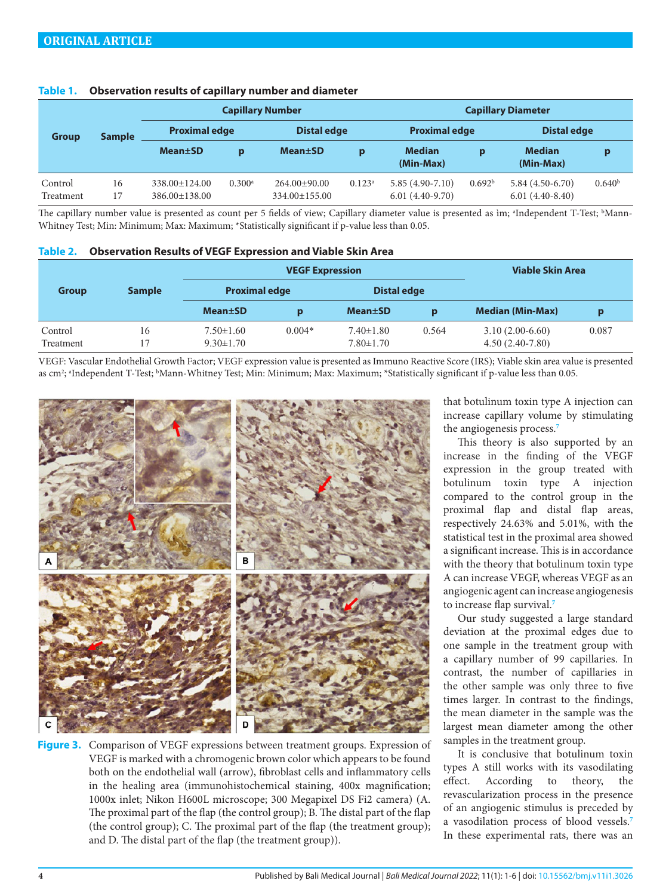**Table 1. Observation results of capillary number and diameter**

| Group | Sample | Capillary Number | | | | Capillary Diameter | | | |
|---|---|---|---|---|---|---|---|---|---|
| | | Proximal edge | | Distal edge | | Proximal edge | | Distal edge | |
| | | Mean±SD | p | Mean±SD | p | Median (Min-Max) | p | Median (Min-Max) | p |
| Control | 16 | 338.00±124.00 | 0.300[a] | 264.00±90.00 | 0.123[a] | 5.85 (4.90-7.10) | 0.692[b] | 5.84 (4.50-6.70) | 0.640[b] |
| Treatment | 17 | 386.00±138.00 | | 334.00±155.00 | | 6.01 (4.40-9.70) | | 6.01 (4.40-8.40) | |

The capillary number value is presented as count per 5 fields of view; Capillary diameter value is presented as ìm; [a]Independent T-Test; [b]Mann-Whitney Test; Min: Minimum; Max: Maximum; *Statistically significant if p-value less than 0.05.

**Table 2. Observation Results of VEGF Expression and Viable Skin Area**

| Group | Sample | VEGF Expression | | | | Viable Skin Area | |
|---|---|---|---|---|---|---|---|
| | | Proximal edge | | Distal edge | | | |
| | | Mean±SD | p | Mean±SD | p | Median (Min-Max) | p |
| Control | 16 | 7.50±1.60 | 0.004* | 7.40±1.80 | 0.564 | 3.10 (2.00-6.60) | 0.087 |
| Treatment | 17 | 9.30±1.70 | | 7.80±1.70 | | 4.50 (2.40-7.80) | |

VEGF: Vascular Endothelial Growth Factor; VEGF expression value is presented as Immuno Reactive Score (IRS); Viable skin area value is presented as cm$^2$; [a]Independent T-Test; [b]Mann-Whitney Test; Min: Minimum; Max: Maximum; *Statistically significant if p-value less than 0.05.

**Figure 3.** Comparison of VEGF expressions between treatment groups. Expression of VEGF is marked with a chromogenic brown color which appears to be found both on the endothelial wall (arrow), fibroblast cells and inflammatory cells in the healing area (immunohistochemical staining, 400x magnification; 1000x inlet; Nikon H600L microscope; 300 Megapixel DS Fi2 camera) (A. The proximal part of the flap (the control group); B. The distal part of the flap (the control group); C. The proximal part of the flap (the treatment group); and D. The distal part of the flap (the treatment group)).

that botulinum toxin type A injection can increase capillary volume by stimulating the angiogenesis process.[7]

This theory is also supported by an increase in the finding of the VEGF expression in the group treated with botulinum toxin type A injection compared to the control group in the proximal flap and distal flap areas, respectively 24.63% and 5.01%, with the statistical test in the proximal area showed a significant increase. This is in accordance with the theory that botulinum toxin type A can increase VEGF, whereas VEGF as an angiogenic agent can increase angiogenesis to increase flap survival.[7]

Our study suggested a large standard deviation at the proximal edges due to one sample in the treatment group with a capillary number of 99 capillaries. In contrast, the number of capillaries in the other sample was only three to five times larger. In contrast to the findings, the mean diameter in the sample was the largest mean diameter among the other samples in the treatment group.

It is conclusive that botulinum toxin types A still works with its vasodilating effect. According to theory, the revascularization process in the presence of an angiogenic stimulus is preceded by a vasodilation process of blood vessels.[7] In these experimental rats, there was an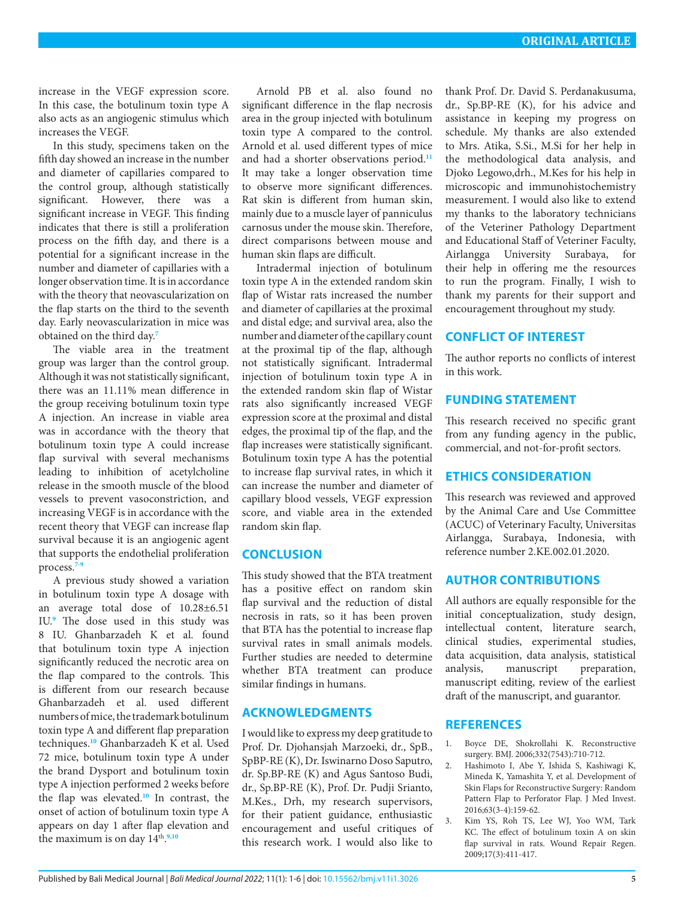increase in the VEGF expression score. In this case, the botulinum toxin type A also acts as an angiogenic stimulus which increases the VEGF.

In this study, specimens taken on the fifth day showed an increase in the number and diameter of capillaries compared to the control group, although statistically significant. However, there was a significant increase in VEGF. This finding indicates that there is still a proliferation process on the fifth day, and there is a potential for a significant increase in the number and diameter of capillaries with a longer observation time. It is in accordance with the theory that neovascularization on the flap starts on the third to the seventh day. Early neovascularization in mice was obtained on the third day.[7]

The viable area in the treatment group was larger than the control group. Although it was not statistically significant, there was an 11.11% mean difference in the group receiving botulinum toxin type A injection. An increase in viable area was in accordance with the theory that botulinum toxin type A could increase flap survival with several mechanisms leading to inhibition of acetylcholine release in the smooth muscle of the blood vessels to prevent vasoconstriction, and increasing VEGF is in accordance with the recent theory that VEGF can increase flap survival because it is an angiogenic agent that supports the endothelial proliferation process.[7-9]

A previous study showed a variation in botulinum toxin type A dosage with an average total dose of 10.28±6.51 IU.[9] The dose used in this study was 8 IU. Ghanbarzadeh K et al. found that botulinum toxin type A injection significantly reduced the necrotic area on the flap compared to the controls. This is different from our research because Ghanbarzadeh et al. used different numbers of mice, the trademark botulinum toxin type A and different flap preparation techniques.[10] Ghanbarzadeh K et al. Used 72 mice, botulinum toxin type A under the brand Dysport and botulinum toxin type A injection performed 2 weeks before the flap was elevated.[10] In contrast, the onset of action of botulinum toxin type A appears on day 1 after flap elevation and the maximum is on day 14th.[9,10]

Arnold PB et al. also found no significant difference in the flap necrosis area in the group injected with botulinum toxin type A compared to the control. Arnold et al. used different types of mice and had a shorter observations period.[11] It may take a longer observation time to observe more significant differences. Rat skin is different from human skin, mainly due to a muscle layer of panniculus carnosus under the mouse skin. Therefore, direct comparisons between mouse and human skin flaps are difficult.

Intradermal injection of botulinum toxin type A in the extended random skin flap of Wistar rats increased the number and diameter of capillaries at the proximal and distal edge; and survival area, also the number and diameter of the capillary count at the proximal tip of the flap, although not statistically significant. Intradermal injection of botulinum toxin type A in the extended random skin flap of Wistar rats also significantly increased VEGF expression score at the proximal and distal edges, the proximal tip of the flap, and the flap increases were statistically significant. Botulinum toxin type A has the potential to increase flap survival rates, in which it can increase the number and diameter of capillary blood vessels, VEGF expression score, and viable area in the extended random skin flap.

## CONCLUSION

This study showed that the BTA treatment has a positive effect on random skin flap survival and the reduction of distal necrosis in rats, so it has been proven that BTA has the potential to increase flap survival rates in small animals models. Further studies are needed to determine whether BTA treatment can produce similar findings in humans.

## ACKNOWLEDGMENTS

I would like to express my deep gratitude to Prof. Dr. Djohansjah Marzoeki, dr., SpB., SpBP-RE (K), Dr. Iswinarno Doso Saputro, dr. Sp.BP-RE (K) and Agus Santoso Budi, dr., Sp.BP-RE (K), Prof. Dr. Pudji Srianto, M.Kes., Drh, my research supervisors, for their patient guidance, enthusiastic encouragement and useful critiques of this research work. I would also like to thank Prof. Dr. David S. Perdanakusuma, dr., Sp.BP-RE (K), for his advice and assistance in keeping my progress on schedule. My thanks are also extended to Mrs. Atika, S.Si., M.Si for her help in the methodological data analysis, and Djoko Legowo,drh., M.Kes for his help in microscopic and immunohistochemistry measurement. I would also like to extend my thanks to the laboratory technicians of the Veteriner Pathology Department and Educational Staff of Veteriner Faculty, Airlangga University Surabaya, for their help in offering me the resources to run the program. Finally, I wish to thank my parents for their support and encouragement throughout my study.

## CONFLICT OF INTEREST

The author reports no conflicts of interest in this work.

## FUNDING STATEMENT

This research received no specific grant from any funding agency in the public, commercial, and not-for-profit sectors.

## ETHICS CONSIDERATION

This research was reviewed and approved by the Animal Care and Use Committee (ACUC) of Veterinary Faculty, Universitas Airlangga, Surabaya, Indonesia, with reference number 2.KE.002.01.2020.

## AUTHOR CONTRIBUTIONS

All authors are equally responsible for the initial conceptualization, study design, intellectual content, literature search, clinical studies, experimental studies, data acquisition, data analysis, statistical analysis, manuscript preparation, manuscript editing, review of the earliest draft of the manuscript, and guarantor.

## REFERENCES

1. Boyce DE, Shokrollahi K. Reconstructive surgery. BMJ. 2006;332(7543):710-712.
2. Hashimoto I, Abe Y, Ishida S, Kashiwagi K, Mineda K, Yamashita Y, et al. Development of Skin Flaps for Reconstructive Surgery: Random Pattern Flap to Perforator Flap. J Med Invest. 2016;63(3-4):159-62.
3. Kim YS, Roh TS, Lee WJ, Yoo WM, Tark KC. The effect of botulinum toxin A on skin flap survival in rats. Wound Repair Regen. 2009;17(3):411-417.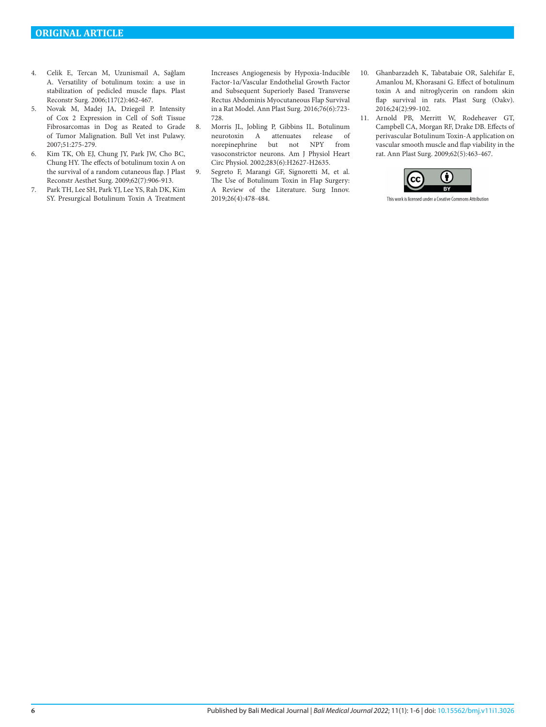4. Celik E, Tercan M, Uzunismail A, Sağlam A. Versatility of botulinum toxin: a use in stabilization of pedicled muscle flaps. Plast Reconstr Surg. 2006;117(2):462-467.
5. Novak M, Madej JA, Dziegeil P. Intensity of Cox 2 Expression in Cell of Soft Tissue Fibrosarcomas in Dog as Reated to Grade of Tumor Malignation. Bull Vet inst Pulawy. 2007;51:275-279.
6. Kim TK, Oh EJ, Chung JY, Park JW, Cho BC, Chung HY. The effects of botulinum toxin A on the survival of a random cutaneous flap. J Plast Reconstr Aesthet Surg. 2009;62(7):906-913.
7. Park TH, Lee SH, Park YJ, Lee YS, Rah DK, Kim SY. Presurgical Botulinum Toxin A Treatment Increases Angiogenesis by Hypoxia-Inducible Factor-1α/Vascular Endothelial Growth Factor and Subsequent Superiorly Based Transverse Rectus Abdominis Myocutaneous Flap Survival in a Rat Model. Ann Plast Surg. 2016;76(6):723-728.
8. Morris JL, Jobling P, Gibbins IL. Botulinum neurotoxin A attenuates release of norepinephrine but not NPY from vasoconstrictor neurons. Am J Physiol Heart Circ Physiol. 2002;283(6):H2627-H2635.
9. Segreto F, Marangi GF, Signoretti M, et al. The Use of Botulinum Toxin in Flap Surgery: A Review of the Literature. Surg Innov. 2019;26(4):478-484.
10. Ghanbarzadeh K, Tabatabaie OR, Salehifar E, Amanlou M, Khorasani G. Effect of botulinum toxin A and nitroglycerin on random skin flap survival in rats. Plast Surg (Oakv). 2016;24(2):99-102.
11. Arnold PB, Merritt W, Rodeheaver GT, Campbell CA, Morgan RF, Drake DB. Effects of perivascular Botulinum Toxin-A application on vascular smooth muscle and flap viability in the rat. Ann Plast Surg. 2009;62(5):463-467.

This work is licensed under a Creative Commons Attribution